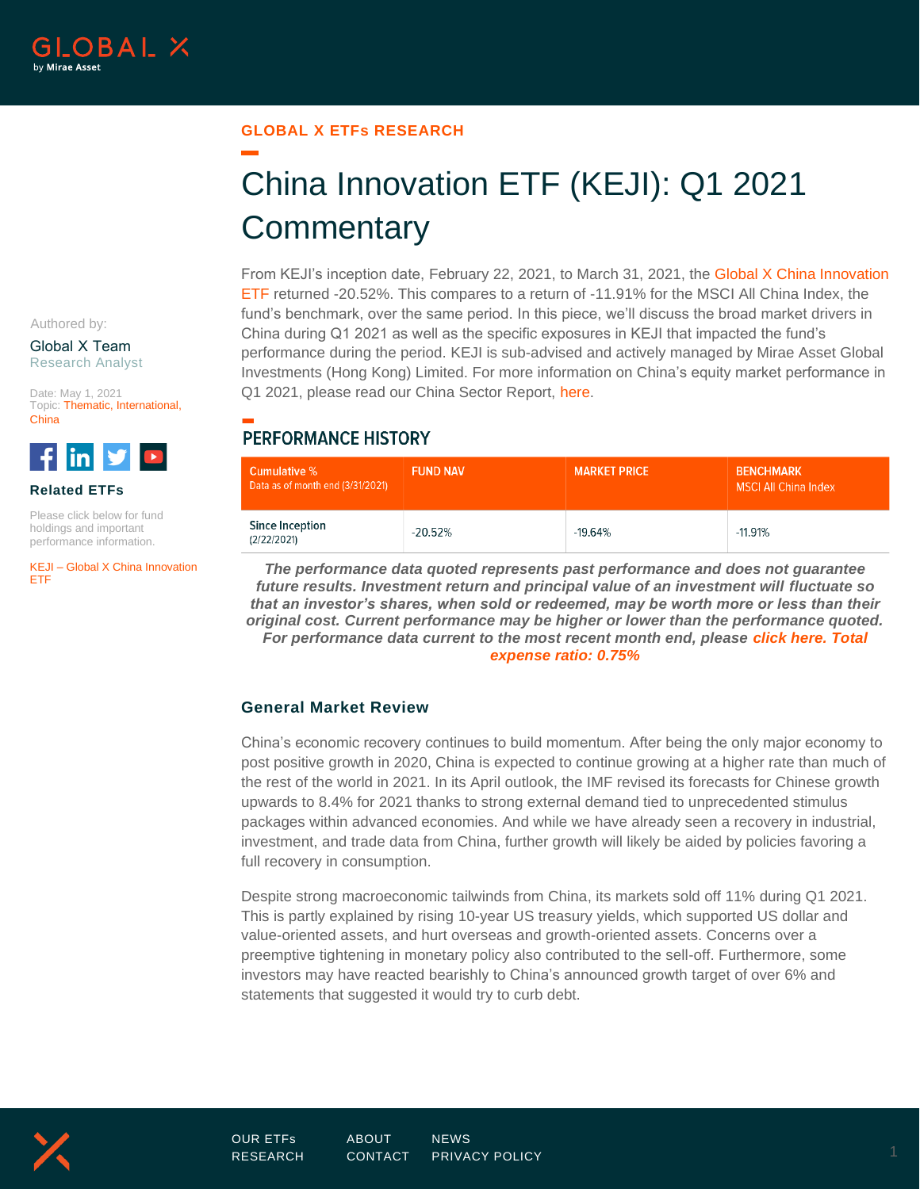GLOBAL X ETFs RESEARCH

# China Innovation ETF (KEJI): Q1 2021 Commentary

Authored by:

Global X Team
Research Analyst

Date: May 1, 2021
Topic: Thematic, International, China

**Related ETFs**

Please click below for fund holdings and important performance information.

KEJI – Global X China Innovation ETF

From KEJI's inception date, February 22, 2021, to March 31, 2021, the Global X China Innovation ETF returned -20.52%. This compares to a return of -11.91% for the MSCI All China Index, the fund's benchmark, over the same period. In this piece, we'll discuss the broad market drivers in China during Q1 2021 as well as the specific exposures in KEJI that impacted the fund's performance during the period. KEJI is sub-advised and actively managed by Mirae Asset Global Investments (Hong Kong) Limited. For more information on China's equity market performance in Q1 2021, please read our China Sector Report, here.

## PERFORMANCE HISTORY

| Cumulative % Data as of month end (3/31/2021) | FUND NAV | MARKET PRICE | BENCHMARK MSCI All China Index |
|---|---|---|---|
| Since Inception (2/22/2021) | -20.52% | -19.64% | -11.91% |

***The performance data quoted represents past performance and does not guarantee future results. Investment return and principal value of an investment will fluctuate so that an investor's shares, when sold or redeemed, may be worth more or less than their original cost. Current performance may be higher or lower than the performance quoted. For performance data current to the most recent month end, please click here. Total expense ratio: 0.75%***

### General Market Review

China's economic recovery continues to build momentum. After being the only major economy to post positive growth in 2020, China is expected to continue growing at a higher rate than much of the rest of the world in 2021. In its April outlook, the IMF revised its forecasts for Chinese growth upwards to 8.4% for 2021 thanks to strong external demand tied to unprecedented stimulus packages within advanced economies. And while we have already seen a recovery in industrial, investment, and trade data from China, further growth will likely be aided by policies favoring a full recovery in consumption.

Despite strong macroeconomic tailwinds from China, its markets sold off 11% during Q1 2021. This is partly explained by rising 10-year US treasury yields, which supported US dollar and value-oriented assets, and hurt overseas and growth-oriented assets. Concerns over a preemptive tightening in monetary policy also contributed to the sell-off. Furthermore, some investors may have reacted bearishly to China's announced growth target of over 6% and statements that suggested it would try to curb debt.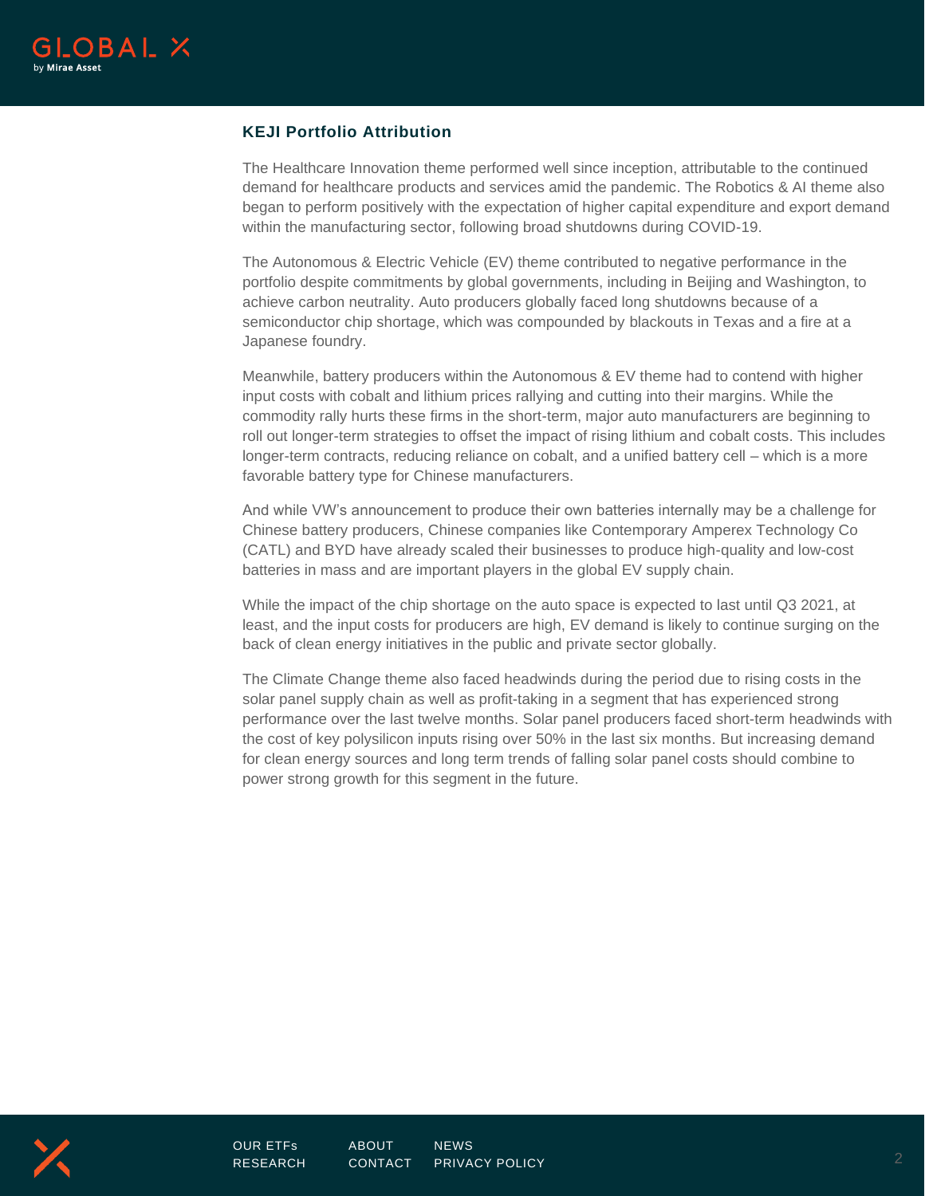## KEJI Portfolio Attribution

The Healthcare Innovation theme performed well since inception, attributable to the continued demand for healthcare products and services amid the pandemic. The Robotics & AI theme also began to perform positively with the expectation of higher capital expenditure and export demand within the manufacturing sector, following broad shutdowns during COVID-19.

The Autonomous & Electric Vehicle (EV) theme contributed to negative performance in the portfolio despite commitments by global governments, including in Beijing and Washington, to achieve carbon neutrality. Auto producers globally faced long shutdowns because of a semiconductor chip shortage, which was compounded by blackouts in Texas and a fire at a Japanese foundry.

Meanwhile, battery producers within the Autonomous & EV theme had to contend with higher input costs with cobalt and lithium prices rallying and cutting into their margins. While the commodity rally hurts these firms in the short-term, major auto manufacturers are beginning to roll out longer-term strategies to offset the impact of rising lithium and cobalt costs. This includes longer-term contracts, reducing reliance on cobalt, and a unified battery cell – which is a more favorable battery type for Chinese manufacturers.

And while VW's announcement to produce their own batteries internally may be a challenge for Chinese battery producers, Chinese companies like Contemporary Amperex Technology Co (CATL) and BYD have already scaled their businesses to produce high-quality and low-cost batteries in mass and are important players in the global EV supply chain.

While the impact of the chip shortage on the auto space is expected to last until Q3 2021, at least, and the input costs for producers are high, EV demand is likely to continue surging on the back of clean energy initiatives in the public and private sector globally.

The Climate Change theme also faced headwinds during the period due to rising costs in the solar panel supply chain as well as profit-taking in a segment that has experienced strong performance over the last twelve months. Solar panel producers faced short-term headwinds with the cost of key polysilicon inputs rising over 50% in the last six months. But increasing demand for clean energy sources and long term trends of falling solar panel costs should combine to power strong growth for this segment in the future.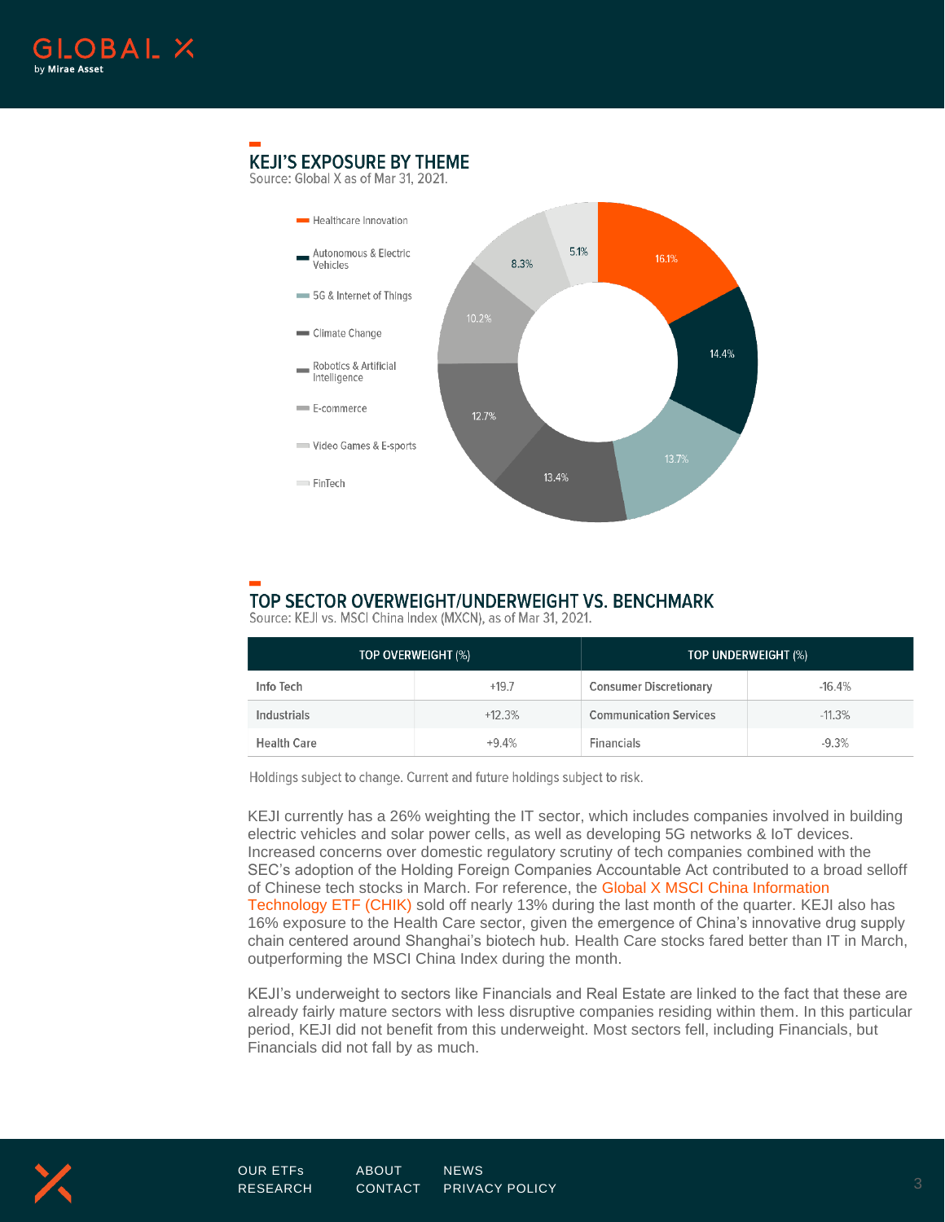## KEJI'S EXPOSURE BY THEME

Source: Global X as of Mar 31, 2021.

- Healthcare Innovation: 16.1%
- Autonomous & Electric Vehicles: 14.4%
- 5G & Internet of Things: 13.7%
- Climate Change: 13.4%
- Robotics & Artificial Intelligence: 12.7%
- E-commerce: 10.2%
- Video Games & E-sports: 8.3%
- FinTech: 5.1%

## TOP SECTOR OVERWEIGHT/UNDERWEIGHT VS. BENCHMARK

Source: KEJI vs. MSCI China Index (MXCN), as of Mar 31, 2021.

| TOP OVERWEIGHT (%) | | TOP UNDERWEIGHT (%) | |
|---|---|---|---|
| Info Tech | +19.7 | Consumer Discretionary | -16.4% |
| Industrials | +12.3% | Communication Services | -11.3% |
| Health Care | +9.4% | Financials | -9.3% |

Holdings subject to change. Current and future holdings subject to risk.

KEJI currently has a 26% weighting the IT sector, which includes companies involved in building electric vehicles and solar power cells, as well as developing 5G networks & IoT devices. Increased concerns over domestic regulatory scrutiny of tech companies combined with the SEC's adoption of the Holding Foreign Companies Accountable Act contributed to a broad selloff of Chinese tech stocks in March. For reference, the Global X MSCI China Information Technology ETF (CHIK) sold off nearly 13% during the last month of the quarter. KEJI also has 16% exposure to the Health Care sector, given the emergence of China's innovative drug supply chain centered around Shanghai's biotech hub. Health Care stocks fared better than IT in March, outperforming the MSCI China Index during the month.

KEJI's underweight to sectors like Financials and Real Estate are linked to the fact that these are already fairly mature sectors with less disruptive companies residing within them. In this particular period, KEJI did not benefit from this underweight. Most sectors fell, including Financials, but Financials did not fall by as much.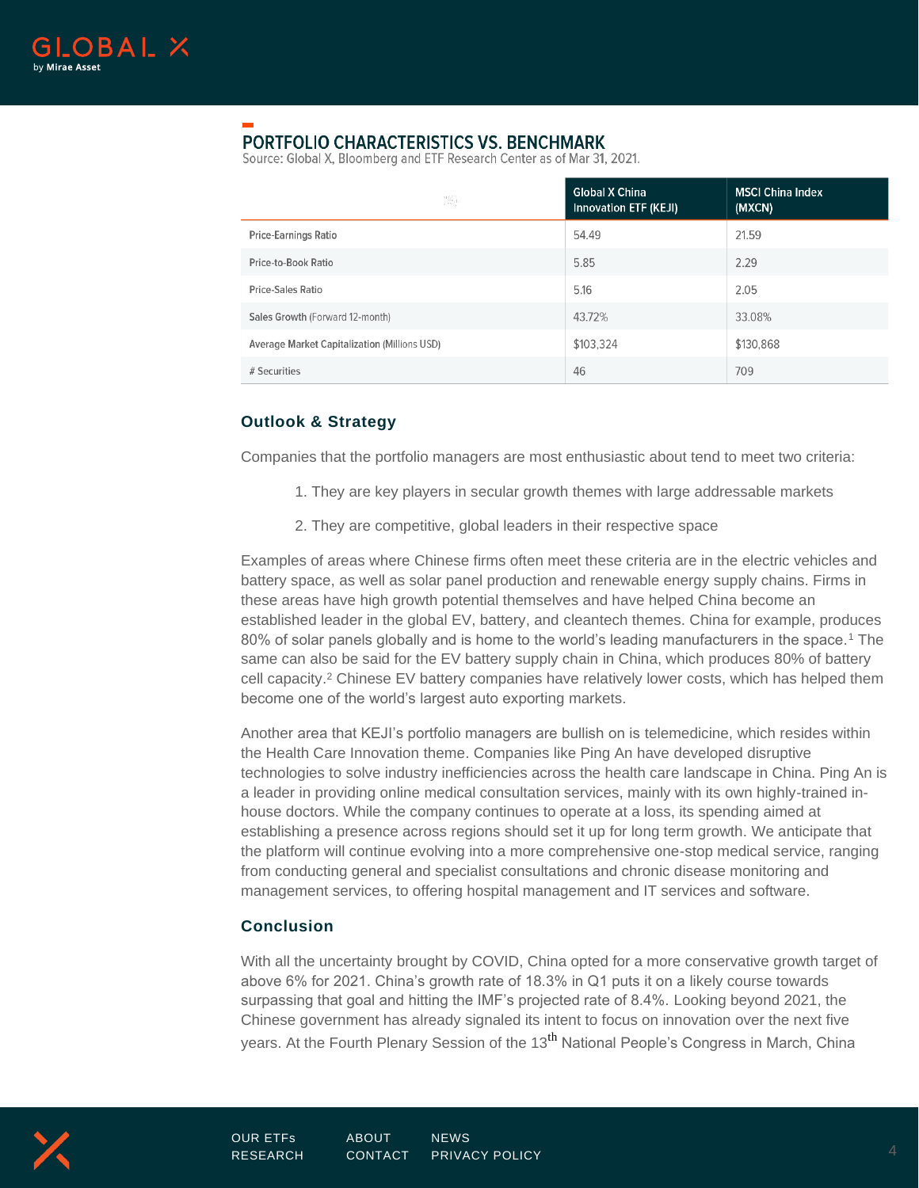## PORTFOLIO CHARACTERISTICS VS. BENCHMARK

Source: Global X, Bloomberg and ETF Research Center as of Mar 31, 2021.

| | Global X China Innovation ETF (KEJI) | MSCI China Index (MXCN) |
|---|---|---|
| Price-Earnings Ratio | 54.49 | 21.59 |
| Price-to-Book Ratio | 5.85 | 2.29 |
| Price-Sales Ratio | 5.16 | 2.05 |
| Sales Growth (Forward 12-month) | 43.72% | 33.08% |
| Average Market Capitalization (Millions USD) | $103,324 | $130,868 |
| # Securities | 46 | 709 |

### Outlook & Strategy

Companies that the portfolio managers are most enthusiastic about tend to meet two criteria:

1. They are key players in secular growth themes with large addressable markets
2. They are competitive, global leaders in their respective space

Examples of areas where Chinese firms often meet these criteria are in the electric vehicles and battery space, as well as solar panel production and renewable energy supply chains. Firms in these areas have high growth potential themselves and have helped China become an established leader in the global EV, battery, and cleantech themes. China for example, produces 80% of solar panels globally and is home to the world's leading manufacturers in the space.[1] The same can also be said for the EV battery supply chain in China, which produces 80% of battery cell capacity.[2] Chinese EV battery companies have relatively lower costs, which has helped them become one of the world's largest auto exporting markets.

Another area that KEJI's portfolio managers are bullish on is telemedicine, which resides within the Health Care Innovation theme. Companies like Ping An have developed disruptive technologies to solve industry inefficiencies across the health care landscape in China. Ping An is a leader in providing online medical consultation services, mainly with its own highly-trained in-house doctors. While the company continues to operate at a loss, its spending aimed at establishing a presence across regions should set it up for long term growth. We anticipate that the platform will continue evolving into a more comprehensive one-stop medical service, ranging from conducting general and specialist consultations and chronic disease monitoring and management services, to offering hospital management and IT services and software.

### Conclusion

With all the uncertainty brought by COVID, China opted for a more conservative growth target of above 6% for 2021. China's growth rate of 18.3% in Q1 puts it on a likely course towards surpassing that goal and hitting the IMF's projected rate of 8.4%. Looking beyond 2021, the Chinese government has already signaled its intent to focus on innovation over the next five years. At the Fourth Plenary Session of the 13th National People's Congress in March, China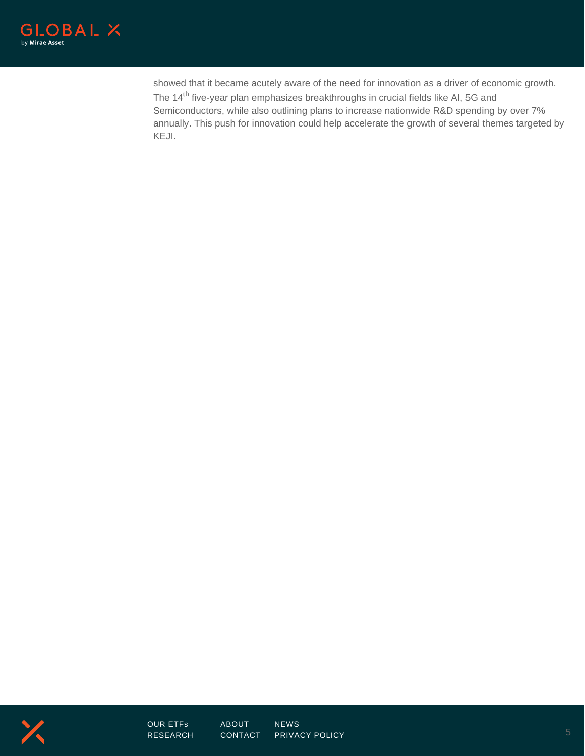showed that it became acutely aware of the need for innovation as a driver of economic growth. The 14th five-year plan emphasizes breakthroughs in crucial fields like AI, 5G and Semiconductors, while also outlining plans to increase nationwide R&D spending by over 7% annually. This push for innovation could help accelerate the growth of several themes targeted by KEJI.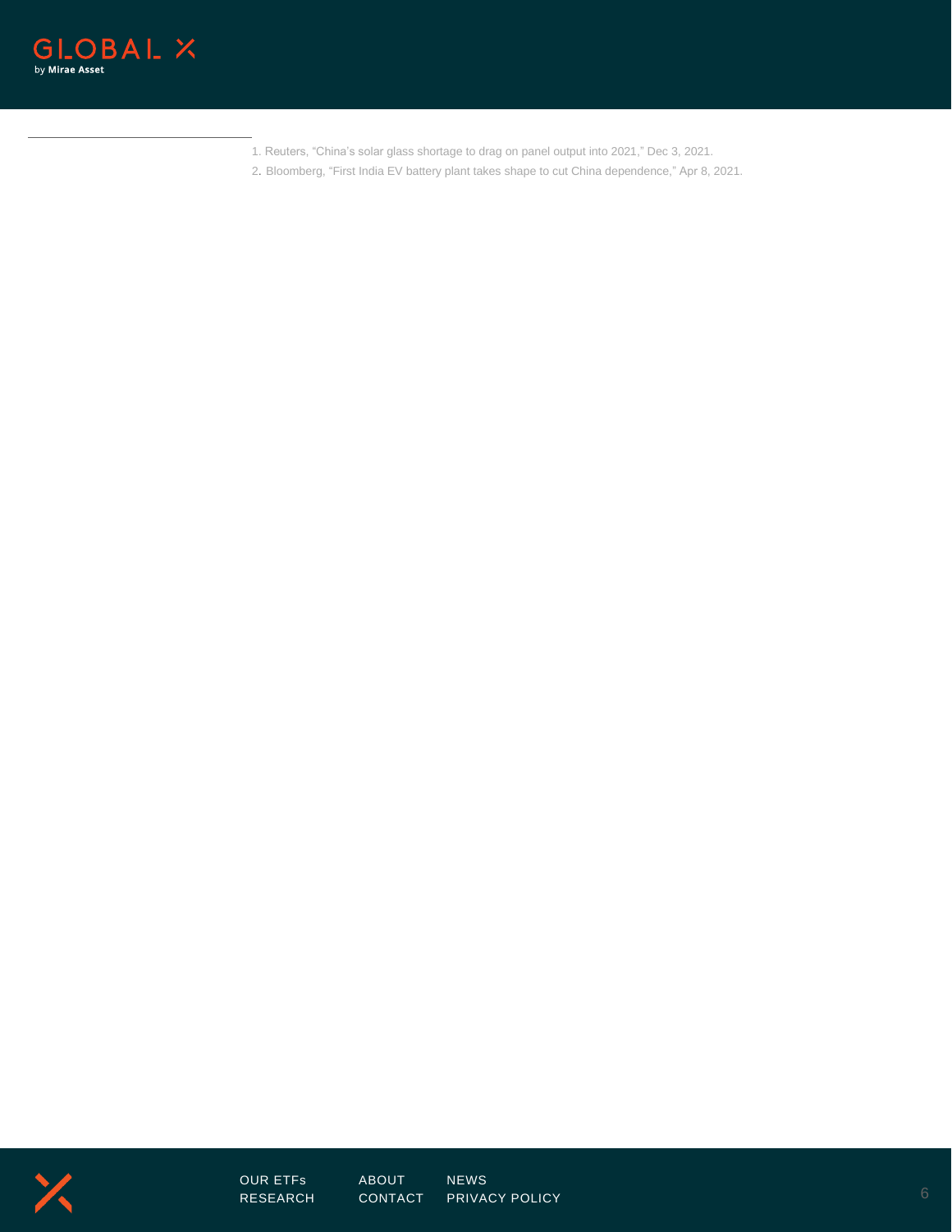1. Reuters, “China’s solar glass shortage to drag on panel output into 2021,” Dec 3, 2021.
2. Bloomberg, “First India EV battery plant takes shape to cut China dependence,” Apr 8, 2021.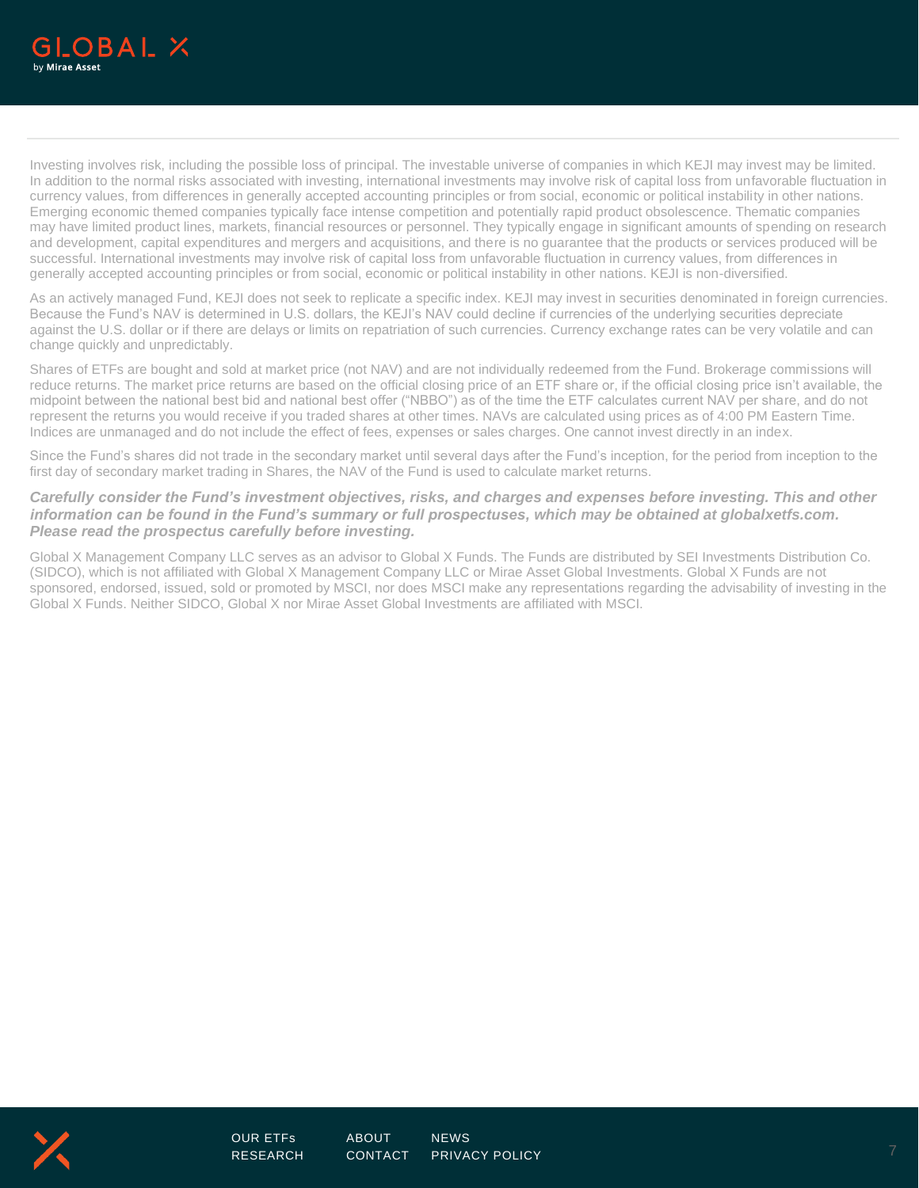Investing involves risk, including the possible loss of principal. The investable universe of companies in which KEJI may invest may be limited. In addition to the normal risks associated with investing, international investments may involve risk of capital loss from unfavorable fluctuation in currency values, from differences in generally accepted accounting principles or from social, economic or political instability in other nations. Emerging economic themed companies typically face intense competition and potentially rapid product obsolescence. Thematic companies may have limited product lines, markets, financial resources or personnel. They typically engage in significant amounts of spending on research and development, capital expenditures and mergers and acquisitions, and there is no guarantee that the products or services produced will be successful. International investments may involve risk of capital loss from unfavorable fluctuation in currency values, from differences in generally accepted accounting principles or from social, economic or political instability in other nations. KEJI is non-diversified.

As an actively managed Fund, KEJI does not seek to replicate a specific index. KEJI may invest in securities denominated in foreign currencies. Because the Fund's NAV is determined in U.S. dollars, the KEJI's NAV could decline if currencies of the underlying securities depreciate against the U.S. dollar or if there are delays or limits on repatriation of such currencies. Currency exchange rates can be very volatile and can change quickly and unpredictably.

Shares of ETFs are bought and sold at market price (not NAV) and are not individually redeemed from the Fund. Brokerage commissions will reduce returns. The market price returns are based on the official closing price of an ETF share or, if the official closing price isn't available, the midpoint between the national best bid and national best offer ("NBBO") as of the time the ETF calculates current NAV per share, and do not represent the returns you would receive if you traded shares at other times. NAVs are calculated using prices as of 4:00 PM Eastern Time. Indices are unmanaged and do not include the effect of fees, expenses or sales charges. One cannot invest directly in an index.

Since the Fund's shares did not trade in the secondary market until several days after the Fund's inception, for the period from inception to the first day of secondary market trading in Shares, the NAV of the Fund is used to calculate market returns.

***Carefully consider the Fund's investment objectives, risks, and charges and expenses before investing. This and other information can be found in the Fund's summary or full prospectuses, which may be obtained at globalxetfs.com. Please read the prospectus carefully before investing.***

Global X Management Company LLC serves as an advisor to Global X Funds. The Funds are distributed by SEI Investments Distribution Co. (SIDCO), which is not affiliated with Global X Management Company LLC or Mirae Asset Global Investments. Global X Funds are not sponsored, endorsed, issued, sold or promoted by MSCI, nor does MSCI make any representations regarding the advisability of investing in the Global X Funds. Neither SIDCO, Global X nor Mirae Asset Global Investments are affiliated with MSCI.